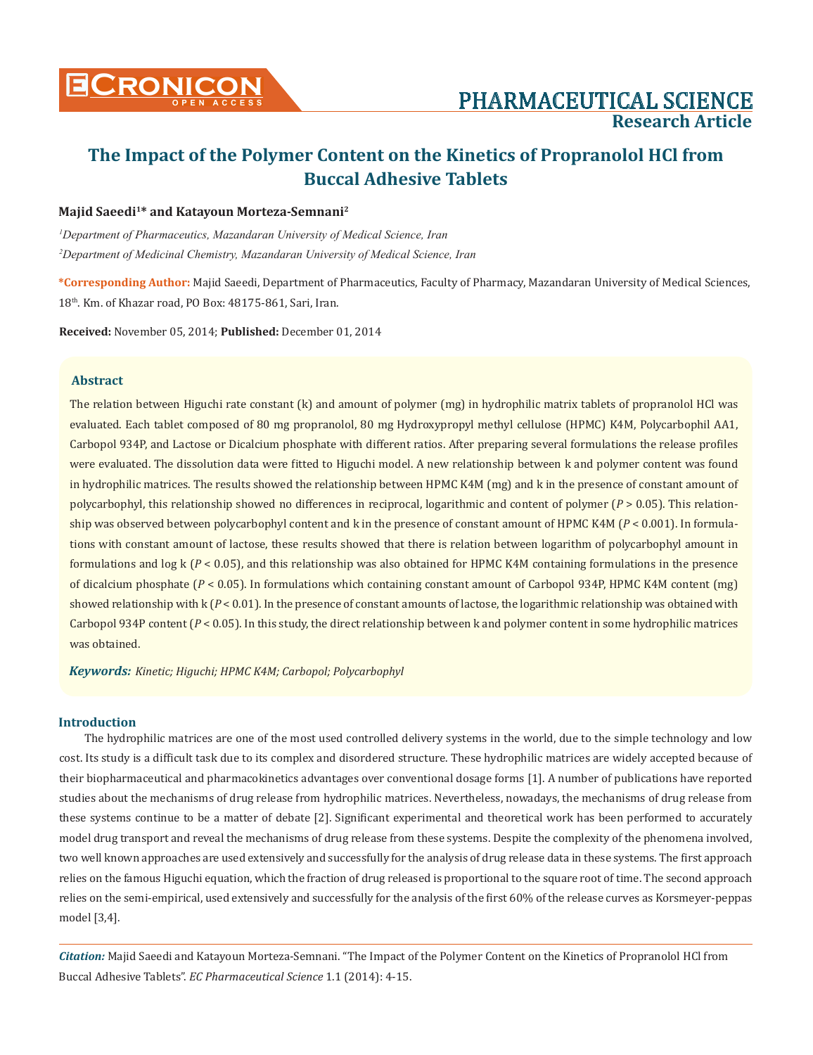# The Impact of the Polymer Content on the Kinetics of Propranolol HCl from Buccal Adhesive Tablets

**Majid Saeedi[1]* and Katayoun Morteza-Semnani[2]**

*[1]Department of Pharmaceutics, Mazandaran University of Medical Science, Iran*

*[2]Department of Medicinal Chemistry, Mazandaran University of Medical Science, Iran*

**\*Corresponding Author:** Majid Saeedi, Department of Pharmaceutics, Faculty of Pharmacy, Mazandaran University of Medical Sciences, 18th. Km. of Khazar road, PO Box: 48175-861, Sari, Iran.

**Received:** November 05, 2014; **Published:** December 01, 2014

## Abstract

The relation between Higuchi rate constant (k) and amount of polymer (mg) in hydrophilic matrix tablets of propranolol HCl was evaluated. Each tablet composed of 80 mg propranolol, 80 mg Hydroxypropyl methyl cellulose (HPMC) K4M, Polycarbophil AA1, Carbopol 934P, and Lactose or Dicalcium phosphate with different ratios. After preparing several formulations the release profiles were evaluated. The dissolution data were fitted to Higuchi model. A new relationship between k and polymer content was found in hydrophilic matrices. The results showed the relationship between HPMC K4M (mg) and k in the presence of constant amount of polycarbophyl, this relationship showed no differences in reciprocal, logarithmic and content of polymer ($P > 0.05$). This relationship was observed between polycarbophyl content and k in the presence of constant amount of HPMC K4M ($P < 0.001$). In formulations with constant amount of lactose, these results showed that there is relation between logarithm of polycarbophyl amount in formulations and log k ($P < 0.05$), and this relationship was also obtained for HPMC K4M containing formulations in the presence of dicalcium phosphate ($P < 0.05$). In formulations which containing constant amount of Carbopol 934P, HPMC K4M content (mg) showed relationship with k ($P < 0.01$). In the presence of constant amounts of lactose, the logarithmic relationship was obtained with Carbopol 934P content ($P < 0.05$). In this study, the direct relationship between k and polymer content in some hydrophilic matrices was obtained.

***Keywords:*** *Kinetic; Higuchi; HPMC K4M; Carbopol; Polycarbophyl*

## Introduction

The hydrophilic matrices are one of the most used controlled delivery systems in the world, due to the simple technology and low cost. Its study is a difficult task due to its complex and disordered structure. These hydrophilic matrices are widely accepted because of their biopharmaceutical and pharmacokinetics advantages over conventional dosage forms [1]. A number of publications have reported studies about the mechanisms of drug release from hydrophilic matrices. Nevertheless, nowadays, the mechanisms of drug release from these systems continue to be a matter of debate [2]. Significant experimental and theoretical work has been performed to accurately model drug transport and reveal the mechanisms of drug release from these systems. Despite the complexity of the phenomena involved, two well known approaches are used extensively and successfully for the analysis of drug release data in these systems. The first approach relies on the famous Higuchi equation, which the fraction of drug released is proportional to the square root of time. The second approach relies on the semi-empirical, used extensively and successfully for the analysis of the first 60% of the release curves as Korsmeyer-peppas model [3,4].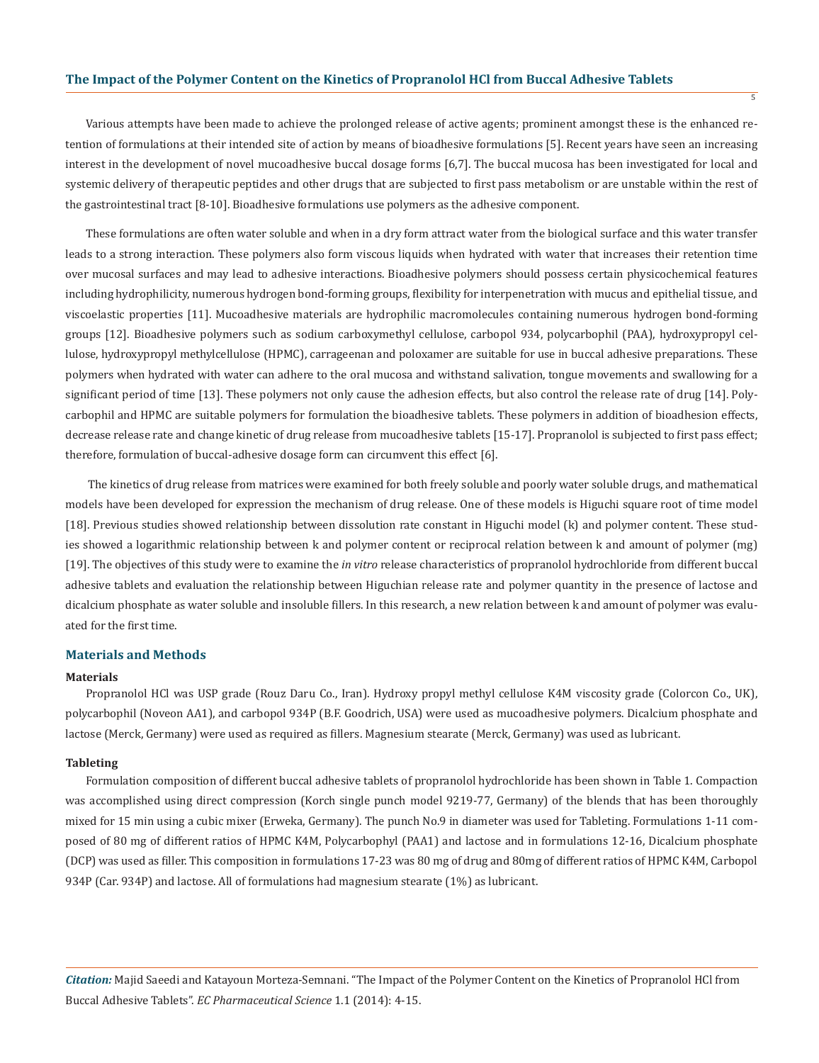Various attempts have been made to achieve the prolonged release of active agents; prominent amongst these is the enhanced retention of formulations at their intended site of action by means of bioadhesive formulations [5]. Recent years have seen an increasing interest in the development of novel mucoadhesive buccal dosage forms [6,7]. The buccal mucosa has been investigated for local and systemic delivery of therapeutic peptides and other drugs that are subjected to first pass metabolism or are unstable within the rest of the gastrointestinal tract [8-10]. Bioadhesive formulations use polymers as the adhesive component.

These formulations are often water soluble and when in a dry form attract water from the biological surface and this water transfer leads to a strong interaction. These polymers also form viscous liquids when hydrated with water that increases their retention time over mucosal surfaces and may lead to adhesive interactions. Bioadhesive polymers should possess certain physicochemical features including hydrophilicity, numerous hydrogen bond-forming groups, flexibility for interpenetration with mucus and epithelial tissue, and viscoelastic properties [11]. Mucoadhesive materials are hydrophilic macromolecules containing numerous hydrogen bond-forming groups [12]. Bioadhesive polymers such as sodium carboxymethyl cellulose, carbopol 934, polycarbophil (PAA), hydroxypropyl cellulose, hydroxypropyl methylcellulose (HPMC), carrageenan and poloxamer are suitable for use in buccal adhesive preparations. These polymers when hydrated with water can adhere to the oral mucosa and withstand salivation, tongue movements and swallowing for a significant period of time [13]. These polymers not only cause the adhesion effects, but also control the release rate of drug [14]. Polycarbophil and HPMC are suitable polymers for formulation the bioadhesive tablets. These polymers in addition of bioadhesion effects, decrease release rate and change kinetic of drug release from mucoadhesive tablets [15-17]. Propranolol is subjected to first pass effect; therefore, formulation of buccal-adhesive dosage form can circumvent this effect [6].

The kinetics of drug release from matrices were examined for both freely soluble and poorly water soluble drugs, and mathematical models have been developed for expression the mechanism of drug release. One of these models is Higuchi square root of time model [18]. Previous studies showed relationship between dissolution rate constant in Higuchi model (k) and polymer content. These studies showed a logarithmic relationship between k and polymer content or reciprocal relation between k and amount of polymer (mg) [19]. The objectives of this study were to examine the *in vitro* release characteristics of propranolol hydrochloride from different buccal adhesive tablets and evaluation the relationship between Higuchian release rate and polymer quantity in the presence of lactose and dicalcium phosphate as water soluble and insoluble fillers. In this research, a new relation between k and amount of polymer was evaluated for the first time.

## Materials and Methods

### Materials

Propranolol HCl was USP grade (Rouz Daru Co., Iran). Hydroxy propyl methyl cellulose K4M viscosity grade (Colorcon Co., UK), polycarbophil (Noveon AA1), and carbopol 934P (B.F. Goodrich, USA) were used as mucoadhesive polymers. Dicalcium phosphate and lactose (Merck, Germany) were used as required as fillers. Magnesium stearate (Merck, Germany) was used as lubricant.

### Tableting

Formulation composition of different buccal adhesive tablets of propranolol hydrochloride has been shown in Table 1. Compaction was accomplished using direct compression (Korch single punch model 9219-77, Germany) of the blends that has been thoroughly mixed for 15 min using a cubic mixer (Erweka, Germany). The punch No.9 in diameter was used for Tableting. Formulations 1-11 composed of 80 mg of different ratios of HPMC K4M, Polycarbophyl (PAA1) and lactose and in formulations 12-16, Dicalcium phosphate (DCP) was used as filler. This composition in formulations 17-23 was 80 mg of drug and 80mg of different ratios of HPMC K4M, Carbopol 934P (Car. 934P) and lactose. All of formulations had magnesium stearate (1%) as lubricant.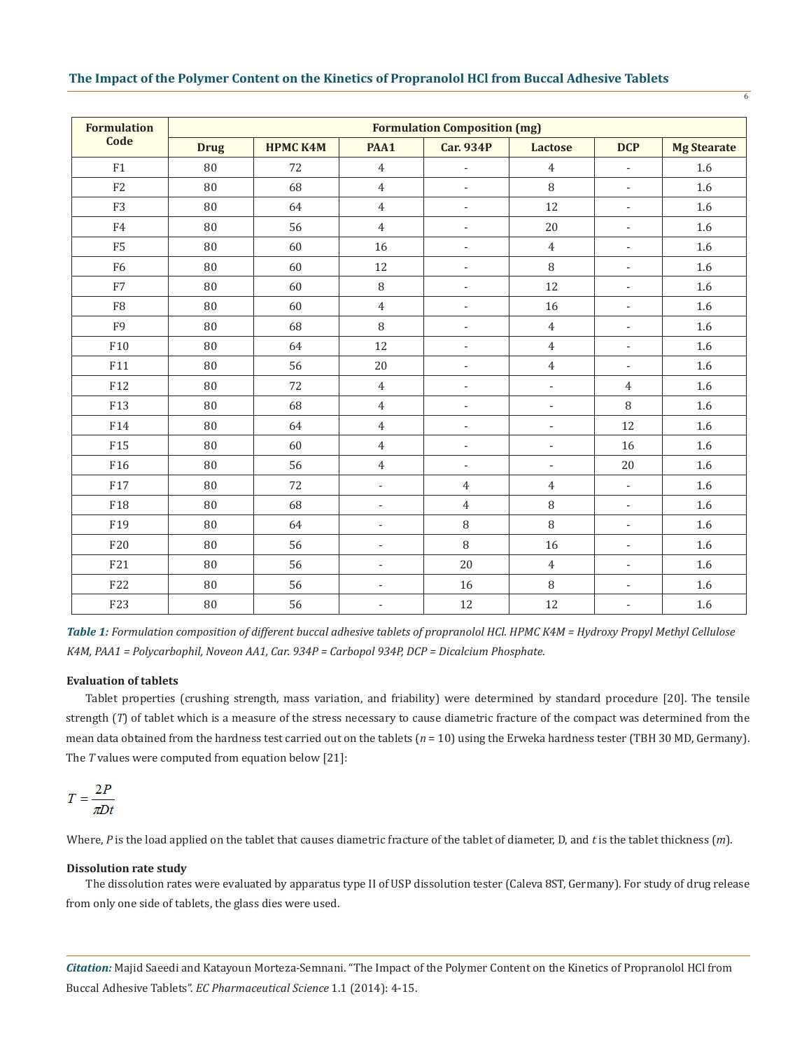| Formulation Code | Formulation Composition (mg) | | | | | | |
|---|---|---|---|---|---|---|---|
| | Drug | HPMC K4M | PAA1 | Car. 934P | Lactose | DCP | Mg Stearate |
| F1 | 80 | 72 | 4 | - | 4 | - | 1.6 |
| F2 | 80 | 68 | 4 | - | 8 | - | 1.6 |
| F3 | 80 | 64 | 4 | - | 12 | - | 1.6 |
| F4 | 80 | 56 | 4 | - | 20 | - | 1.6 |
| F5 | 80 | 60 | 16 | - | 4 | - | 1.6 |
| F6 | 80 | 60 | 12 | - | 8 | - | 1.6 |
| F7 | 80 | 60 | 8 | - | 12 | - | 1.6 |
| F8 | 80 | 60 | 4 | - | 16 | - | 1.6 |
| F9 | 80 | 68 | 8 | - | 4 | - | 1.6 |
| F10 | 80 | 64 | 12 | - | 4 | - | 1.6 |
| F11 | 80 | 56 | 20 | - | 4 | - | 1.6 |
| F12 | 80 | 72 | 4 | - | - | 4 | 1.6 |
| F13 | 80 | 68 | 4 | - | - | 8 | 1.6 |
| F14 | 80 | 64 | 4 | - | - | 12 | 1.6 |
| F15 | 80 | 60 | 4 | - | - | 16 | 1.6 |
| F16 | 80 | 56 | 4 | - | - | 20 | 1.6 |
| F17 | 80 | 72 | - | 4 | 4 | - | 1.6 |
| F18 | 80 | 68 | - | 4 | 8 | - | 1.6 |
| F19 | 80 | 64 | - | 8 | 8 | - | 1.6 |
| F20 | 80 | 56 | - | 8 | 16 | - | 1.6 |
| F21 | 80 | 56 | - | 20 | 4 | - | 1.6 |
| F22 | 80 | 56 | - | 16 | 8 | - | 1.6 |
| F23 | 80 | 56 | - | 12 | 12 | - | 1.6 |

***Table 1:*** *Formulation composition of different buccal adhesive tablets of propranolol HCl. HPMC K4M = Hydroxy Propyl Methyl Cellulose K4M, PAA1 = Polycarbophil, Noveon AA1, Car. 934P = Carbopol 934P, DCP = Dicalcium Phosphate.*

**Evaluation of tablets**

Tablet properties (crushing strength, mass variation, and friability) were determined by standard procedure [20]. The tensile strength ($T$) of tablet which is a measure of the stress necessary to cause diametric fracture of the compact was determined from the mean data obtained from the hardness test carried out on the tablets ($n$ = 10) using the Erweka hardness tester (TBH 30 MD, Germany). The $T$ values were computed from equation below [21]:

$$T = \frac{2P}{\pi D t}$$

Where, $P$ is the load applied on the tablet that causes diametric fracture of the tablet of diameter, D, and $t$ is the tablet thickness ($m$).

**Dissolution rate study**

The dissolution rates were evaluated by apparatus type II of USP dissolution tester (Caleva 8ST, Germany). For study of drug release from only one side of tablets, the glass dies were used.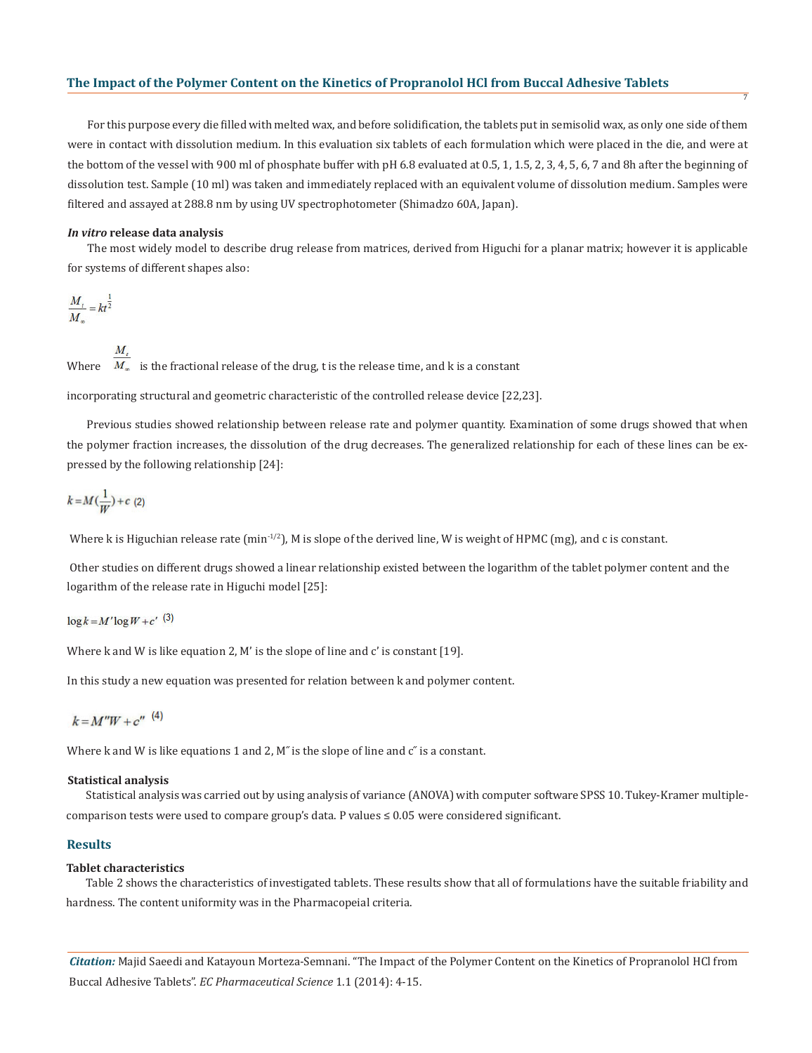For this purpose every die filled with melted wax, and before solidification, the tablets put in semisolid wax, as only one side of them were in contact with dissolution medium. In this evaluation six tablets of each formulation which were placed in the die, and were at the bottom of the vessel with 900 ml of phosphate buffer with pH 6.8 evaluated at 0.5, 1, 1.5, 2, 3, 4, 5, 6, 7 and 8h after the beginning of dissolution test. Sample (10 ml) was taken and immediately replaced with an equivalent volume of dissolution medium. Samples were filtered and assayed at 288.8 nm by using UV spectrophotometer (Shimadzo 60A, Japan).

#### *In vitro* release data analysis

The most widely model to describe drug release from matrices, derived from Higuchi for a planar matrix; however it is applicable for systems of different shapes also:

$$\frac{M_t}{M_\infty} = kt^{\frac{1}{2}}$$

Where $\frac{M_t}{M_\infty}$ is the fractional release of the drug, t is the release time, and k is a constant

incorporating structural and geometric characteristic of the controlled release device [22,23].

Previous studies showed relationship between release rate and polymer quantity. Examination of some drugs showed that when the polymer fraction increases, the dissolution of the drug decreases. The generalized relationship for each of these lines can be expressed by the following relationship [24]:

$$k = M\left(\frac{1}{W}\right) + c \quad (2)$$

Where k is Higuchian release rate ($\text{min}^{-1/2}$), M is slope of the derived line, W is weight of HPMC (mg), and c is constant.

Other studies on different drugs showed a linear relationship existed between the logarithm of the tablet polymer content and the logarithm of the release rate in Higuchi model [25]:

$$\log k = M' \log W + c' \quad (3)$$

Where k and W is like equation 2, M' is the slope of line and c' is constant [19].

In this study a new equation was presented for relation between k and polymer content.

$$k = M''W + c'' \quad (4)$$

Where k and W is like equations 1 and 2, M″ is the slope of line and c″ is a constant.

#### Statistical analysis

Statistical analysis was carried out by using analysis of variance (ANOVA) with computer software SPSS 10. Tukey-Kramer multiple-comparison tests were used to compare group's data. P values ≤ 0.05 were considered significant.

## Results

#### Tablet characteristics

Table 2 shows the characteristics of investigated tablets. These results show that all of formulations have the suitable friability and hardness. The content uniformity was in the Pharmacopeial criteria.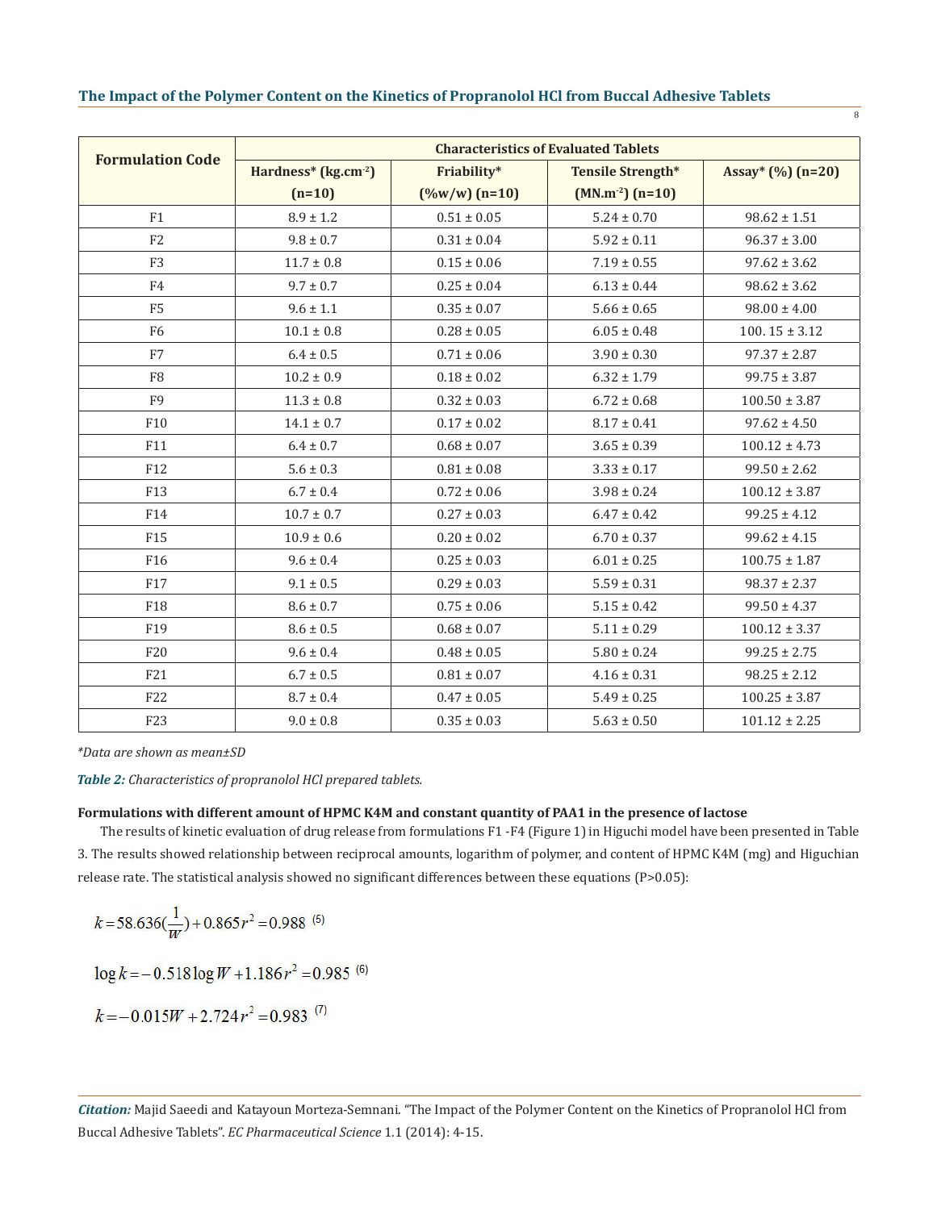| Formulation Code | Characteristics of Evaluated Tablets | | | |
|---|---|---|---|---|
| | Hardness* ($kg.cm^{-2}$) (n=10) | Friability* (%w/w) (n=10) | Tensile Strength* ($MN.m^{-2}$) (n=10) | Assay* (%) (n=20) |
| F1 | 8.9 ± 1.2 | 0.51 ± 0.05 | 5.24 ± 0.70 | 98.62 ± 1.51 |
| F2 | 9.8 ± 0.7 | 0.31 ± 0.04 | 5.92 ± 0.11 | 96.37 ± 3.00 |
| F3 | 11.7 ± 0.8 | 0.15 ± 0.06 | 7.19 ± 0.55 | 97.62 ± 3.62 |
| F4 | 9.7 ± 0.7 | 0.25 ± 0.04 | 6.13 ± 0.44 | 98.62 ± 3.62 |
| F5 | 9.6 ± 1.1 | 0.35 ± 0.07 | 5.66 ± 0.65 | 98.00 ± 4.00 |
| F6 | 10.1 ± 0.8 | 0.28 ± 0.05 | 6.05 ± 0.48 | 100. 15 ± 3.12 |
| F7 | 6.4 ± 0.5 | 0.71 ± 0.06 | 3.90 ± 0.30 | 97.37 ± 2.87 |
| F8 | 10.2 ± 0.9 | 0.18 ± 0.02 | 6.32 ± 1.79 | 99.75 ± 3.87 |
| F9 | 11.3 ± 0.8 | 0.32 ± 0.03 | 6.72 ± 0.68 | 100.50 ± 3.87 |
| F10 | 14.1 ± 0.7 | 0.17 ± 0.02 | 8.17 ± 0.41 | 97.62 ± 4.50 |
| F11 | 6.4 ± 0.7 | 0.68 ± 0.07 | 3.65 ± 0.39 | 100.12 ± 4.73 |
| F12 | 5.6 ± 0.3 | 0.81 ± 0.08 | 3.33 ± 0.17 | 99.50 ± 2.62 |
| F13 | 6.7 ± 0.4 | 0.72 ± 0.06 | 3.98 ± 0.24 | 100.12 ± 3.87 |
| F14 | 10.7 ± 0.7 | 0.27 ± 0.03 | 6.47 ± 0.42 | 99.25 ± 4.12 |
| F15 | 10.9 ± 0.6 | 0.20 ± 0.02 | 6.70 ± 0.37 | 99.62 ± 4.15 |
| F16 | 9.6 ± 0.4 | 0.25 ± 0.03 | 6.01 ± 0.25 | 100.75 ± 1.87 |
| F17 | 9.1 ± 0.5 | 0.29 ± 0.03 | 5.59 ± 0.31 | 98.37 ± 2.37 |
| F18 | 8.6 ± 0.7 | 0.75 ± 0.06 | 5.15 ± 0.42 | 99.50 ± 4.37 |
| F19 | 8.6 ± 0.5 | 0.68 ± 0.07 | 5.11 ± 0.29 | 100.12 ± 3.37 |
| F20 | 9.6 ± 0.4 | 0.48 ± 0.05 | 5.80 ± 0.24 | 99.25 ± 2.75 |
| F21 | 6.7 ± 0.5 | 0.81 ± 0.07 | 4.16 ± 0.31 | 98.25 ± 2.12 |
| F22 | 8.7 ± 0.4 | 0.47 ± 0.05 | 5.49 ± 0.25 | 100.25 ± 3.87 |
| F23 | 9.0 ± 0.8 | 0.35 ± 0.03 | 5.63 ± 0.50 | 101.12 ± 2.25 |

*Data are shown as mean±SD*

***Table 2:*** *Characteristics of propranolol HCl prepared tablets.*

**Formulations with different amount of HPMC K4M and constant quantity of PAA1 in the presence of lactose**

The results of kinetic evaluation of drug release from formulations F1 -F4 (Figure 1) in Higuchi model have been presented in Table 3. The results showed relationship between reciprocal amounts, logarithm of polymer, and content of HPMC K4M (mg) and Higuchian release rate. The statistical analysis showed no significant differences between these equations (P>0.05):

$$k = 58.636\left(\frac{1}{W}\right) + 0.865 \quad r^2 = 0.988 \quad (5)$$

$$\log k = -0.518 \log W + 1.186 \quad r^2 = 0.985 \quad (6)$$

$$k = -0.015W + 2.724 \quad r^2 = 0.983 \quad (7)$$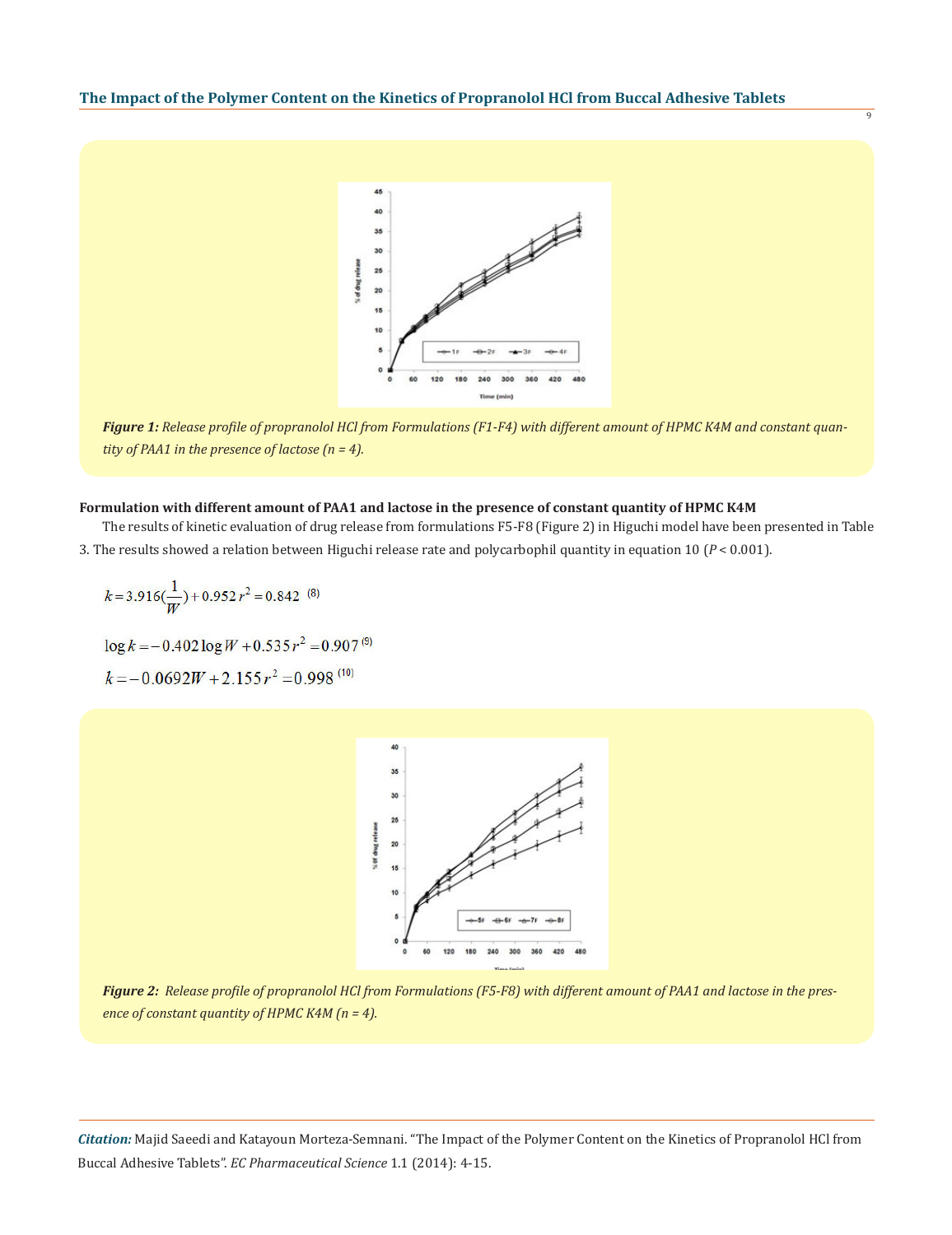Figure 1: Release profile of propranolol HCl from Formulations (F1-F4) with different amount of HPMC K4M and constant quantity of PAA1 in the presence of lactose (n = 4).

**Formulation with different amount of PAA1 and lactose in the presence of constant quantity of HPMC K4M**

The results of kinetic evaluation of drug release from formulations F5-F8 (Figure 2) in Higuchi model have been presented in Table 3. The results showed a relation between Higuchi release rate and polycarbophil quantity in equation 10 ($P < 0.001$).

$$k = 3.916\left(\frac{1}{W}\right) + 0.952 \quad r^2 = 0.842 \quad (8)$$

$$\log k = -0.402 \log W + 0.535 \quad r^2 = 0.907 \quad (9)$$

$$k = -0.0692W + 2.155 \quad r^2 = 0.998 \quad (10)$$

Figure 2: Release profile of propranolol HCl from Formulations (F5-F8) with different amount of PAA1 and lactose in the presence of constant quantity of HPMC K4M (n = 4).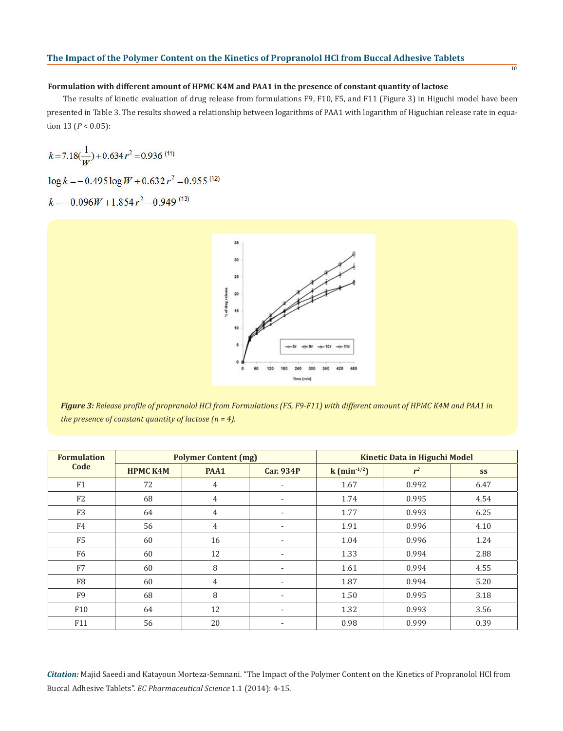### Formulation with different amount of HPMC K4M and PAA1 in the presence of constant quantity of lactose

The results of kinetic evaluation of drug release from formulations F9, F10, F5, and F11 (Figure 3) in Higuchi model have been presented in Table 3. The results showed a relationship between logarithms of PAA1 with logarithm of Higuchian release rate in equation 13 ($P < 0.05$):

$$k = 7.18\left(\frac{1}{W}\right) + 0.634 \quad r^2 = 0.936 \quad (11)$$

$$\log k = -0.495 \log W + 0.632 \quad r^2 = 0.955 \quad (12)$$

$$k = -0.096W + 1.854 \quad r^2 = 0.949 \quad (13)$$

*Figure 3: Release profile of propranolol HCl from Formulations (F5, F9-F11) with different amount of HPMC K4M and PAA1 in the presence of constant quantity of lactose (n = 4).*

| Formulation Code | Polymer Content (mg) | | | Kinetic Data in Higuchi Model | | |
|---|---|---|---|---|---|---|
| | HPMC K4M | PAA1 | Car. 934P | k ($min^{-1/2}$) | $r^2$ | ss |
| F1 | 72 | 4 | - | 1.67 | 0.992 | 6.47 |
| F2 | 68 | 4 | - | 1.74 | 0.995 | 4.54 |
| F3 | 64 | 4 | - | 1.77 | 0.993 | 6.25 |
| F4 | 56 | 4 | - | 1.91 | 0.996 | 4.10 |
| F5 | 60 | 16 | - | 1.04 | 0.996 | 1.24 |
| F6 | 60 | 12 | - | 1.33 | 0.994 | 2.88 |
| F7 | 60 | 8 | - | 1.61 | 0.994 | 4.55 |
| F8 | 60 | 4 | - | 1.87 | 0.994 | 5.20 |
| F9 | 68 | 8 | - | 1.50 | 0.995 | 3.18 |
| F10 | 64 | 12 | - | 1.32 | 0.993 | 3.56 |
| F11 | 56 | 20 | - | 0.98 | 0.999 | 0.39 |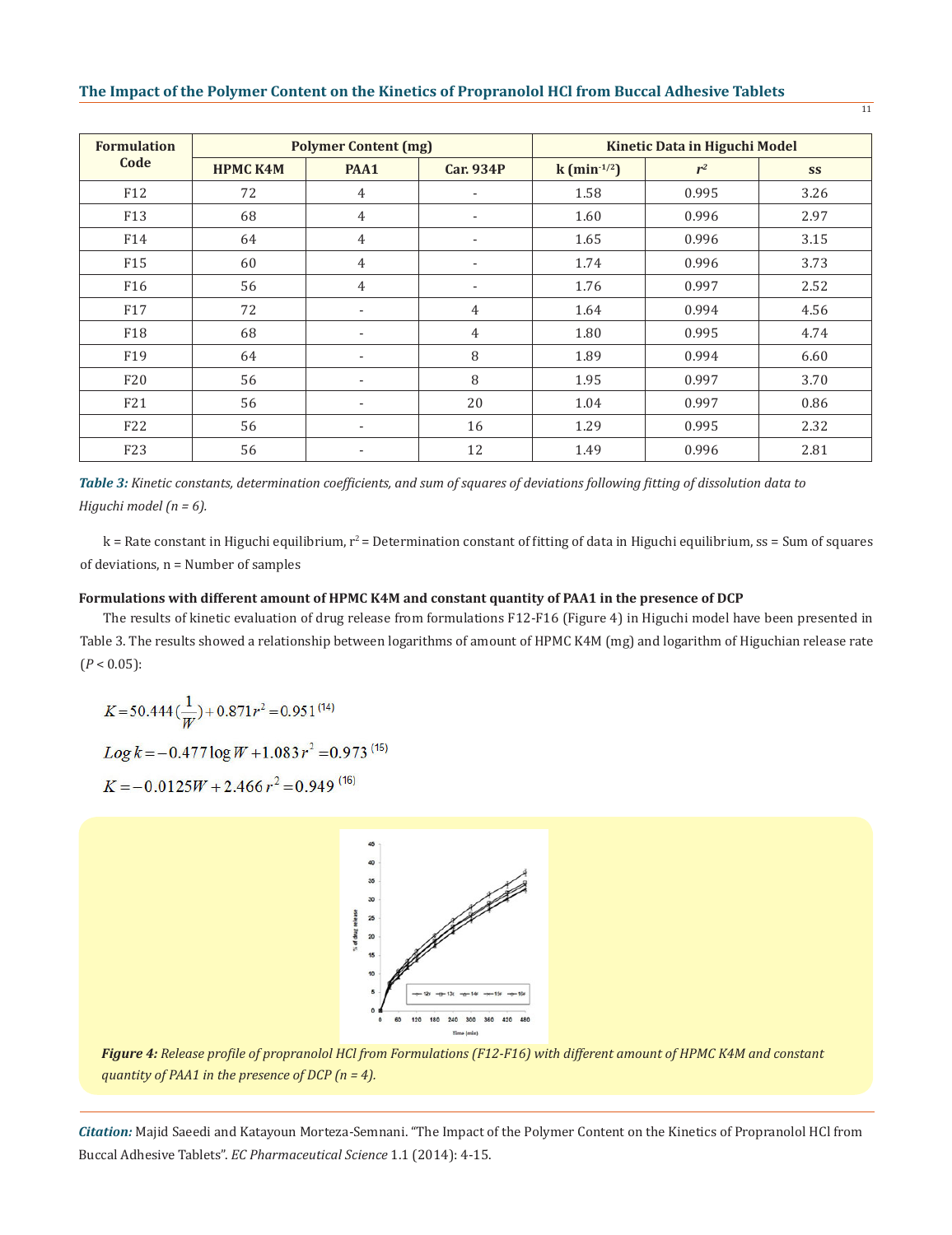| Formulation Code | Polymer Content (mg) | | | Kinetic Data in Higuchi Model | | |
|---|---|---|---|---|---|---|
| | HPMC K4M | PAA1 | Car. 934P | k ($min^{-1/2}$) | $r^2$ | ss |
| F12 | 72 | 4 | - | 1.58 | 0.995 | 3.26 |
| F13 | 68 | 4 | - | 1.60 | 0.996 | 2.97 |
| F14 | 64 | 4 | - | 1.65 | 0.996 | 3.15 |
| F15 | 60 | 4 | - | 1.74 | 0.996 | 3.73 |
| F16 | 56 | 4 | - | 1.76 | 0.997 | 2.52 |
| F17 | 72 | - | 4 | 1.64 | 0.994 | 4.56 |
| F18 | 68 | - | 4 | 1.80 | 0.995 | 4.74 |
| F19 | 64 | - | 8 | 1.89 | 0.994 | 6.60 |
| F20 | 56 | - | 8 | 1.95 | 0.997 | 3.70 |
| F21 | 56 | - | 20 | 1.04 | 0.997 | 0.86 |
| F22 | 56 | - | 16 | 1.29 | 0.995 | 2.32 |
| F23 | 56 | - | 12 | 1.49 | 0.996 | 2.81 |

***Table 3:*** *Kinetic constants, determination coefficients, and sum of squares of deviations following fitting of dissolution data to Higuchi model (n = 6).*

k = Rate constant in Higuchi equilibrium, $r^2$ = Determination constant of fitting of data in Higuchi equilibrium, ss = Sum of squares of deviations, n = Number of samples

**Formulations with different amount of HPMC K4M and constant quantity of PAA1 in the presence of DCP**

The results of kinetic evaluation of drug release from formulations F12-F16 (Figure 4) in Higuchi model have been presented in Table 3. The results showed a relationship between logarithms of amount of HPMC K4M (mg) and logarithm of Higuchian release rate ($P < 0.05$):

$$K = 50.444\left(\frac{1}{W}\right) + 0.871 \quad r^2 = 0.951 \quad (14)$$

$$Log\, k = -0.477 \log W + 1.083 \quad r^2 = 0.973 \quad (15)$$

$$K = -0.0125W + 2.466 \quad r^2 = 0.949 \quad (16)$$

***Figure 4:*** *Release profile of propranolol HCl from Formulations (F12-F16) with different amount of HPMC K4M and constant quantity of PAA1 in the presence of DCP (n = 4).*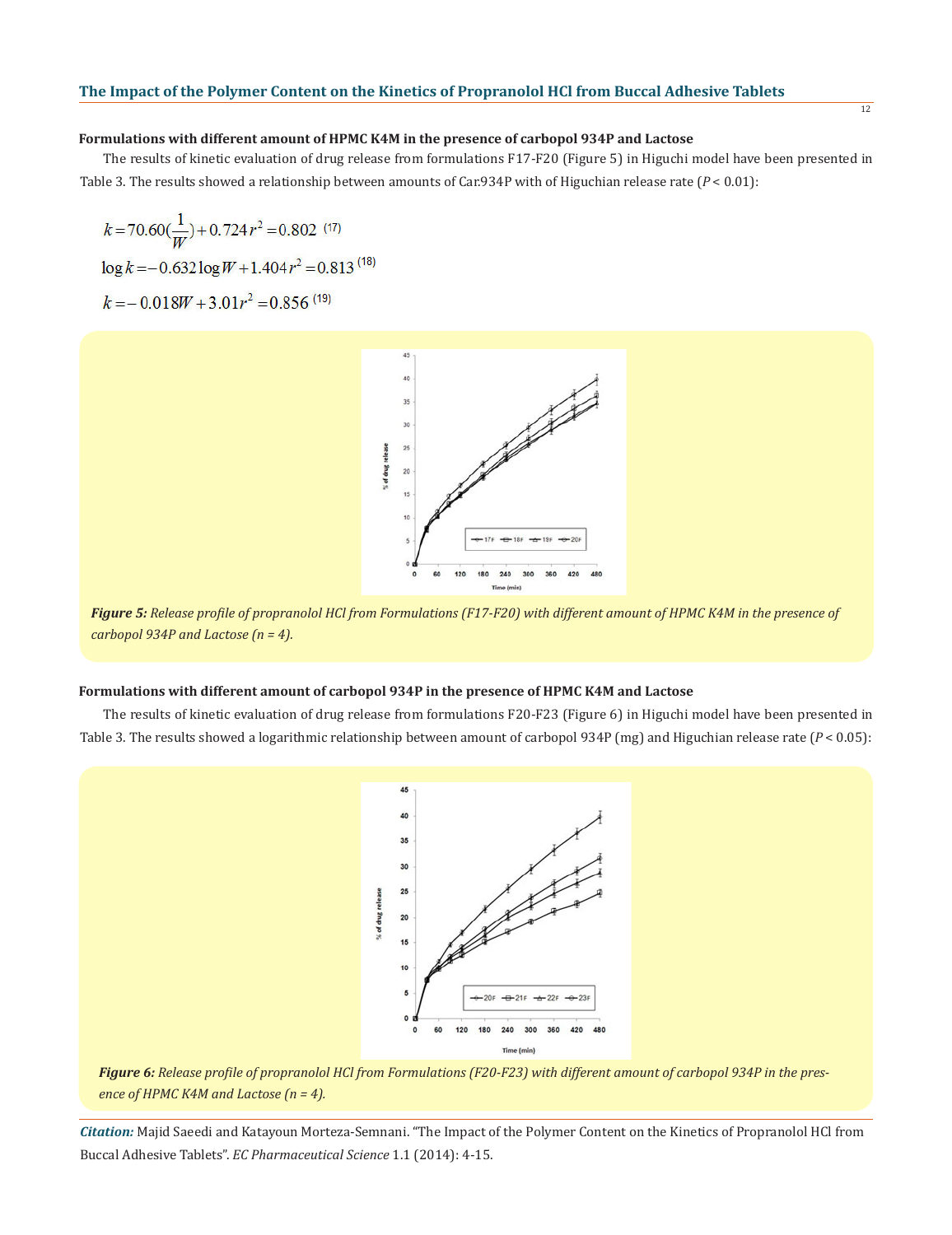**Formulations with different amount of HPMC K4M in the presence of carbopol 934P and Lactose**

The results of kinetic evaluation of drug release from formulations F17-F20 (Figure 5) in Higuchi model have been presented in Table 3. The results showed a relationship between amounts of Car.934P with of Higuchian release rate ($P < 0.01$):

$$k = 70.60\left(\frac{1}{W}\right) + 0.724 \quad r^2 = 0.802 \quad (17)$$

$$\log k = -0.632 \log W + 1.404 \quad r^2 = 0.813 \quad (18)$$

$$k = -0.018W + 3.01 \quad r^2 = 0.856 \quad (19)$$

*__Figure 5:__ Release profile of propranolol HCl from Formulations (F17-F20) with different amount of HPMC K4M in the presence of carbopol 934P and Lactose (n = 4).*

**Formulations with different amount of carbopol 934P in the presence of HPMC K4M and Lactose**

The results of kinetic evaluation of drug release from formulations F20-F23 (Figure 6) in Higuchi model have been presented in Table 3. The results showed a logarithmic relationship between amount of carbopol 934P (mg) and Higuchian release rate ($P < 0.05$):

*__Figure 6:__ Release profile of propranolol HCl from Formulations (F20-F23) with different amount of carbopol 934P in the presence of HPMC K4M and Lactose (n = 4).*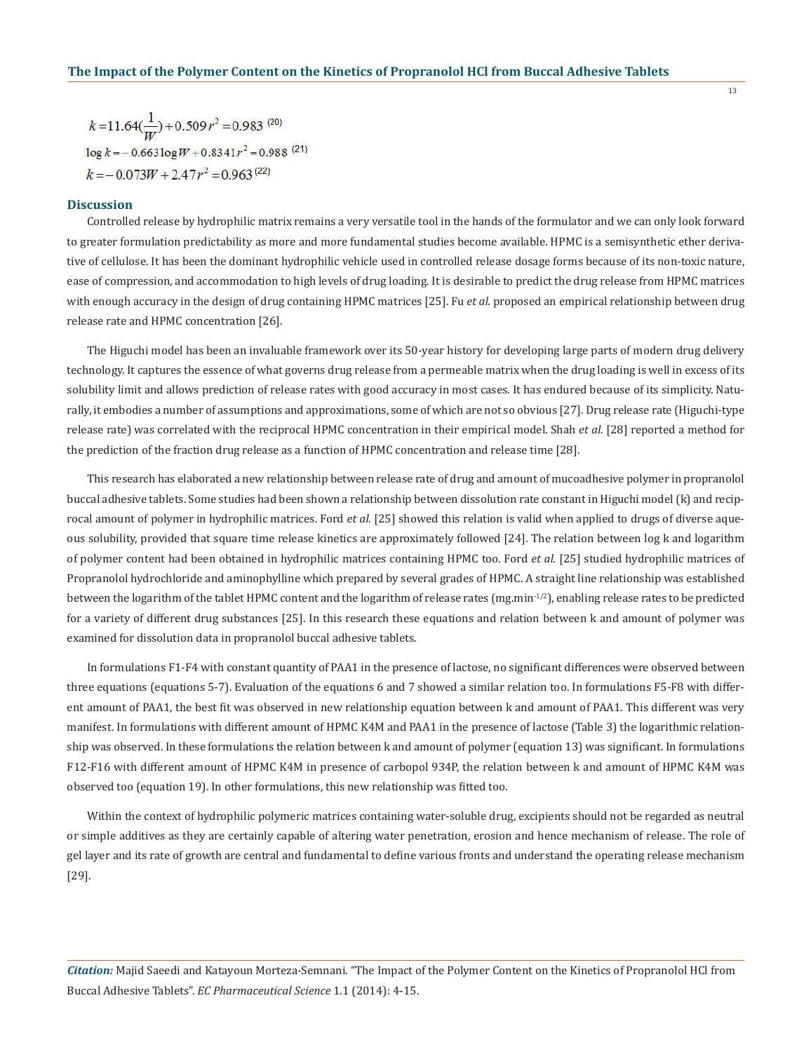$$k = 11.64\left(\frac{1}{W}\right) + 0.509 \quad r^2 = 0.983 \quad (20)$$

$$\log k = -0.663 \log W + 0.8341 \quad r^2 = 0.988 \quad (21)$$

$$k = -0.073W + 2.47 \quad r^2 = 0.963 \quad (22)$$

## Discussion

Controlled release by hydrophilic matrix remains a very versatile tool in the hands of the formulator and we can only look forward to greater formulation predictability as more and more fundamental studies become available. HPMC is a semisynthetic ether derivative of cellulose. It has been the dominant hydrophilic vehicle used in controlled release dosage forms because of its non-toxic nature, ease of compression, and accommodation to high levels of drug loading. It is desirable to predict the drug release from HPMC matrices with enough accuracy in the design of drug containing HPMC matrices [25]. Fu *et al.* proposed an empirical relationship between drug release rate and HPMC concentration [26].

The Higuchi model has been an invaluable framework over its 50-year history for developing large parts of modern drug delivery technology. It captures the essence of what governs drug release from a permeable matrix when the drug loading is well in excess of its solubility limit and allows prediction of release rates with good accuracy in most cases. It has endured because of its simplicity. Naturally, it embodies a number of assumptions and approximations, some of which are not so obvious [27]. Drug release rate (Higuchi-type release rate) was correlated with the reciprocal HPMC concentration in their empirical model. Shah *et al.* [28] reported a method for the prediction of the fraction drug release as a function of HPMC concentration and release time [28].

This research has elaborated a new relationship between release rate of drug and amount of mucoadhesive polymer in propranolol buccal adhesive tablets. Some studies had been shown a relationship between dissolution rate constant in Higuchi model (k) and reciprocal amount of polymer in hydrophilic matrices. Ford *et al.* [25] showed this relation is valid when applied to drugs of diverse aqueous solubility, provided that square time release kinetics are approximately followed [24]. The relation between log k and logarithm of polymer content had been obtained in hydrophilic matrices containing HPMC too. Ford *et al.* [25] studied hydrophilic matrices of Propranolol hydrochloride and aminophylline which prepared by several grades of HPMC. A straight line relationship was established between the logarithm of the tablet HPMC content and the logarithm of release rates ($mg.min^{-1/2}$), enabling release rates to be predicted for a variety of different drug substances [25]. In this research these equations and relation between k and amount of polymer was examined for dissolution data in propranolol buccal adhesive tablets.

In formulations F1-F4 with constant quantity of PAA1 in the presence of lactose, no significant differences were observed between three equations (equations 5-7). Evaluation of the equations 6 and 7 showed a similar relation too. In formulations F5-F8 with different amount of PAA1, the best fit was observed in new relationship equation between k and amount of PAA1. This different was very manifest. In formulations with different amount of HPMC K4M and PAA1 in the presence of lactose (Table 3) the logarithmic relationship was observed. In these formulations the relation between k and amount of polymer (equation 13) was significant. In formulations F12-F16 with different amount of HPMC K4M in presence of carbopol 934P, the relation between k and amount of HPMC K4M was observed too (equation 19). In other formulations, this new relationship was fitted too.

Within the context of hydrophilic polymeric matrices containing water-soluble drug, excipients should not be regarded as neutral or simple additives as they are certainly capable of altering water penetration, erosion and hence mechanism of release. The role of gel layer and its rate of growth are central and fundamental to define various fronts and understand the operating release mechanism [29].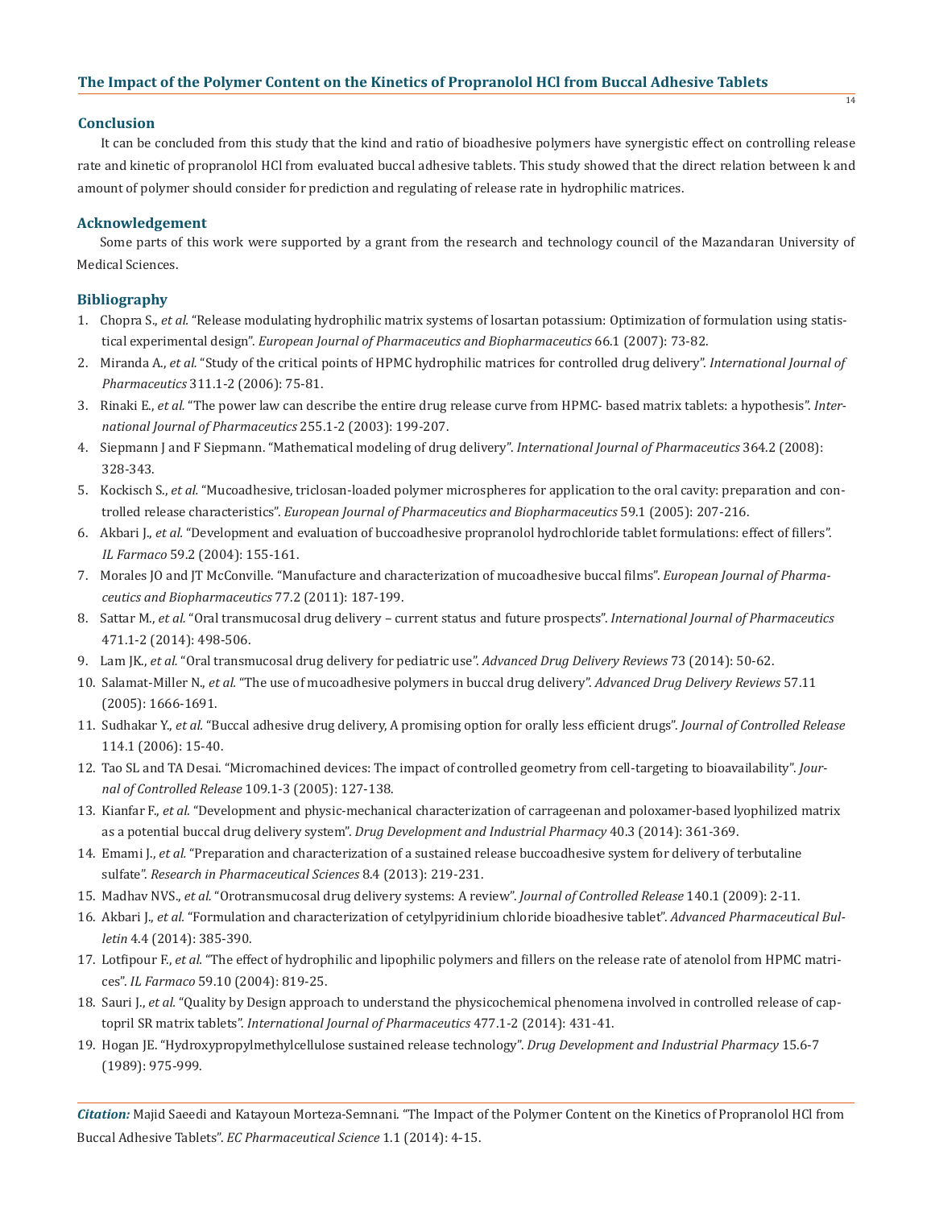## Conclusion

It can be concluded from this study that the kind and ratio of bioadhesive polymers have synergistic effect on controlling release rate and kinetic of propranolol HCl from evaluated buccal adhesive tablets. This study showed that the direct relation between k and amount of polymer should consider for prediction and regulating of release rate in hydrophilic matrices.

## Acknowledgement

Some parts of this work were supported by a grant from the research and technology council of the Mazandaran University of Medical Sciences.

## Bibliography

1. Chopra S., *et al.* "Release modulating hydrophilic matrix systems of losartan potassium: Optimization of formulation using statistical experimental design". *European Journal of Pharmaceutics and Biopharmaceutics* 66.1 (2007): 73-82.
2. Miranda A., *et al.* "Study of the critical points of HPMC hydrophilic matrices for controlled drug delivery". *International Journal of Pharmaceutics* 311.1-2 (2006): 75-81.
3. Rinaki E., *et al.* "The power law can describe the entire drug release curve from HPMC- based matrix tablets: a hypothesis". *International Journal of Pharmaceutics* 255.1-2 (2003): 199-207.
4. Siepmann J and F Siepmann. "Mathematical modeling of drug delivery". *International Journal of Pharmaceutics* 364.2 (2008): 328-343.
5. Kockisch S., *et al.* "Mucoadhesive, triclosan-loaded polymer microspheres for application to the oral cavity: preparation and controlled release characteristics". *European Journal of Pharmaceutics and Biopharmaceutics* 59.1 (2005): 207-216.
6. Akbari J., *et al.* "Development and evaluation of buccoadhesive propranolol hydrochloride tablet formulations: effect of fillers". *IL Farmaco* 59.2 (2004): 155-161.
7. Morales JO and JT McConville. "Manufacture and characterization of mucoadhesive buccal films". *European Journal of Pharmaceutics and Biopharmaceutics* 77.2 (2011): 187-199.
8. Sattar M., *et al.* "Oral transmucosal drug delivery – current status and future prospects". *International Journal of Pharmaceutics* 471.1-2 (2014): 498-506.
9. Lam JK., *et al.* "Oral transmucosal drug delivery for pediatric use". *Advanced Drug Delivery Reviews* 73 (2014): 50-62.
10. Salamat-Miller N., *et al.* "The use of mucoadhesive polymers in buccal drug delivery". *Advanced Drug Delivery Reviews* 57.11 (2005): 1666-1691.
11. Sudhakar Y., *et al.* "Buccal adhesive drug delivery, A promising option for orally less efficient drugs". *Journal of Controlled Release* 114.1 (2006): 15-40.
12. Tao SL and TA Desai. "Micromachined devices: The impact of controlled geometry from cell-targeting to bioavailability". *Journal of Controlled Release* 109.1-3 (2005): 127-138.
13. Kianfar F., *et al.* "Development and physic-mechanical characterization of carrageenan and poloxamer-based lyophilized matrix as a potential buccal drug delivery system". *Drug Development and Industrial Pharmacy* 40.3 (2014): 361-369.
14. Emami J., *et al.* "Preparation and characterization of a sustained release buccoadhesive system for delivery of terbutaline sulfate". *Research in Pharmaceutical Sciences* 8.4 (2013): 219-231.
15. Madhav NVS., *et al.* "Orotransmucosal drug delivery systems: A review". *Journal of Controlled Release* 140.1 (2009): 2-11.
16. Akbari J., *et al.* "Formulation and characterization of cetylpyridinium chloride bioadhesive tablet". *Advanced Pharmaceutical Bulletin* 4.4 (2014): 385-390.
17. Lotfipour F., *et al.* "The effect of hydrophilic and lipophilic polymers and fillers on the release rate of atenolol from HPMC matrices". *IL Farmaco* 59.10 (2004): 819-25.
18. Sauri J., *et al.* "Quality by Design approach to understand the physicochemical phenomena involved in controlled release of captopril SR matrix tablets". *International Journal of Pharmaceutics* 477.1-2 (2014): 431-41.
19. Hogan JE. "Hydroxypropylmethylcellulose sustained release technology". *Drug Development and Industrial Pharmacy* 15.6-7 (1989): 975-999.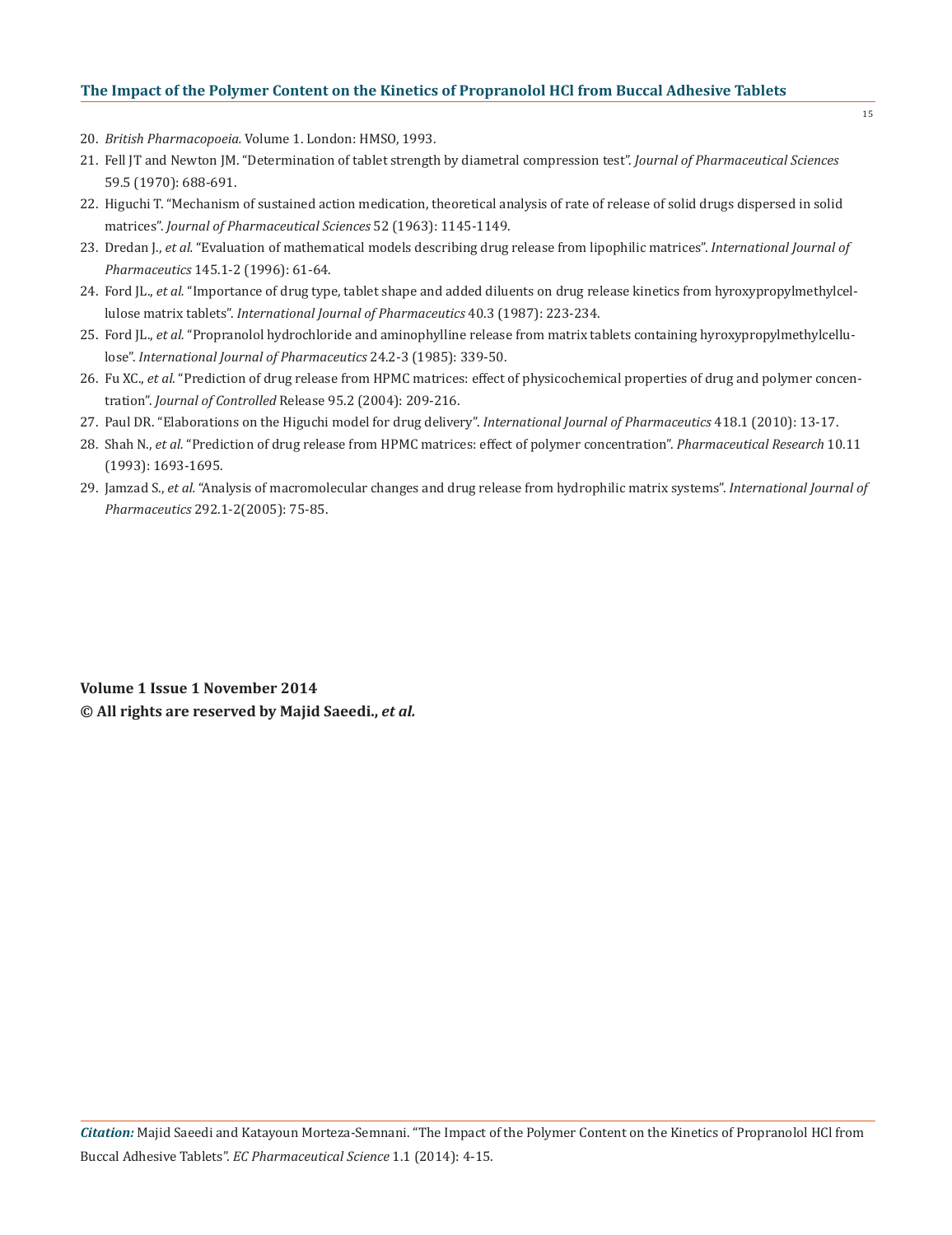20. *British Pharmacopoeia.* Volume 1. London: HMSO, 1993.
21. Fell JT and Newton JM. "Determination of tablet strength by diametral compression test". *Journal of Pharmaceutical Sciences* 59.5 (1970): 688-691.
22. Higuchi T. "Mechanism of sustained action medication, theoretical analysis of rate of release of solid drugs dispersed in solid matrices". *Journal of Pharmaceutical Sciences* 52 (1963): 1145-1149.
23. Dredan J., *et al.* "Evaluation of mathematical models describing drug release from lipophilic matrices". *International Journal of Pharmaceutics* 145.1-2 (1996): 61-64.
24. Ford JL., *et al.* "Importance of drug type, tablet shape and added diluents on drug release kinetics from hyroxypropylmethylcellulose matrix tablets". *International Journal of Pharmaceutics* 40.3 (1987): 223-234.
25. Ford JL., *et al.* "Propranolol hydrochloride and aminophylline release from matrix tablets containing hyroxypropylmethylcellulose". *International Journal of Pharmaceutics* 24.2-3 (1985): 339-50.
26. Fu XC., *et al.* "Prediction of drug release from HPMC matrices: effect of physicochemical properties of drug and polymer concentration". *Journal of Controlled* Release 95.2 (2004): 209-216.
27. Paul DR. "Elaborations on the Higuchi model for drug delivery". *International Journal of Pharmaceutics* 418.1 (2010): 13-17.
28. Shah N., *et al.* "Prediction of drug release from HPMC matrices: effect of polymer concentration". *Pharmaceutical Research* 10.11 (1993): 1693-1695.
29. Jamzad S., *et al.* "Analysis of macromolecular changes and drug release from hydrophilic matrix systems". *International Journal of Pharmaceutics* 292.1-2(2005): 75-85.

**Volume 1 Issue 1 November 2014**
**© All rights are reserved by Majid Saeedi., *et al.***